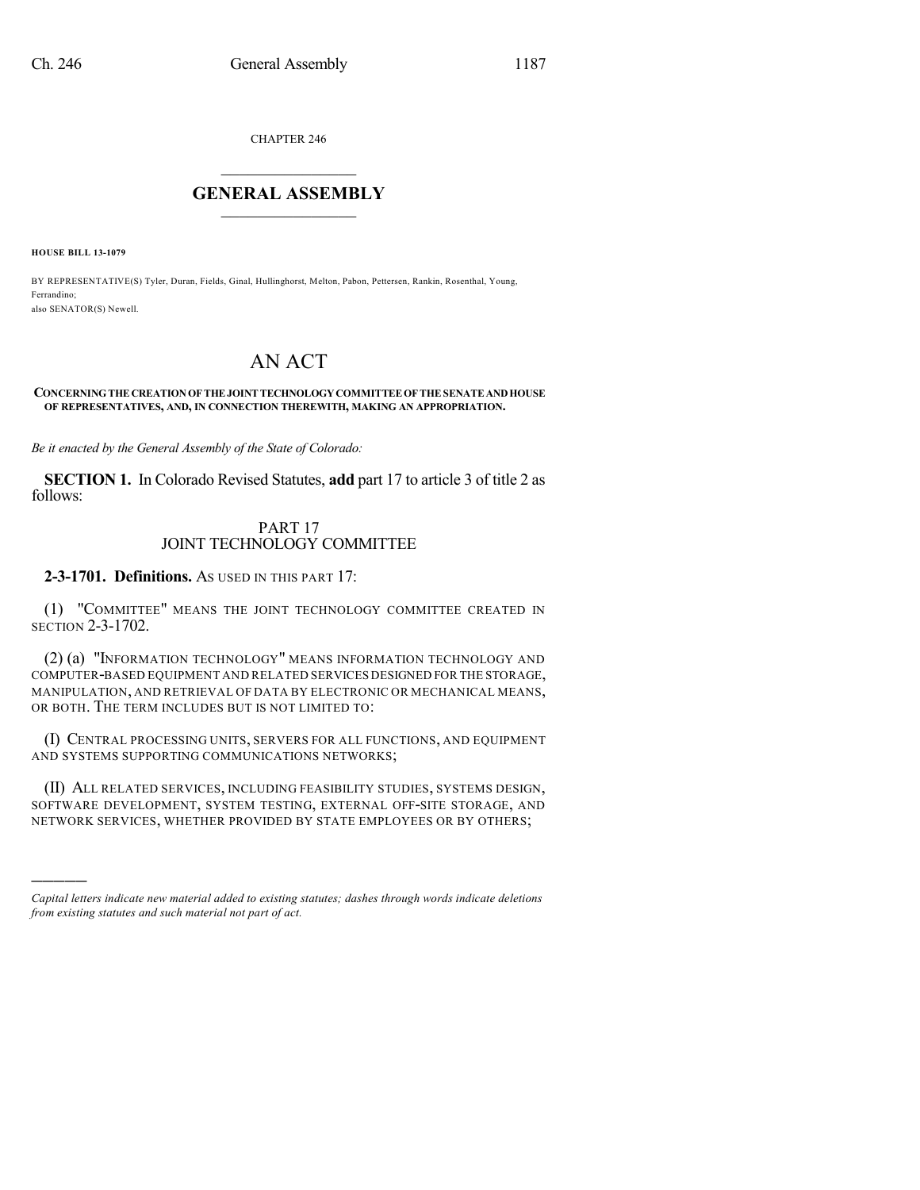CHAPTER 246

## GENERAL ASSEMBLY

**HOUSE BILL 13-1079**

BY REPRESENTATIVE(S) Tyler, Duran, Fields, Ginal, Hullinghorst, Melton, Pabon, Pettersen, Rankin, Rosenthal, Young, Ferrandino;
also SENATOR(S) Newell.

# AN ACT

**CONCERNING THE CREATION OF THE JOINT TECHNOLOGY COMMITTEE OF THE SENATE AND HOUSE OF REPRESENTATIVES, AND, IN CONNECTION THEREWITH, MAKING AN APPROPRIATION.**

*Be it enacted by the General Assembly of the State of Colorado:*

**SECTION 1.** In Colorado Revised Statutes, **add** part 17 to article 3 of title 2 as follows:

PART 17
JOINT TECHNOLOGY COMMITTEE

**2-3-1701. Definitions.** AS USED IN THIS PART 17:

(1) "COMMITTEE" MEANS THE JOINT TECHNOLOGY COMMITTEE CREATED IN SECTION 2-3-1702.

(2) (a) "INFORMATION TECHNOLOGY" MEANS INFORMATION TECHNOLOGY AND COMPUTER-BASED EQUIPMENT AND RELATED SERVICES DESIGNED FOR THE STORAGE, MANIPULATION, AND RETRIEVAL OF DATA BY ELECTRONIC OR MECHANICAL MEANS, OR BOTH. THE TERM INCLUDES BUT IS NOT LIMITED TO:

(I) CENTRAL PROCESSING UNITS, SERVERS FOR ALL FUNCTIONS, AND EQUIPMENT AND SYSTEMS SUPPORTING COMMUNICATIONS NETWORKS;

(II) ALL RELATED SERVICES, INCLUDING FEASIBILITY STUDIES, SYSTEMS DESIGN, SOFTWARE DEVELOPMENT, SYSTEM TESTING, EXTERNAL OFF-SITE STORAGE, AND NETWORK SERVICES, WHETHER PROVIDED BY STATE EMPLOYEES OR BY OTHERS;

---

*Capital letters indicate new material added to existing statutes; dashes through words indicate deletions from existing statutes and such material not part of act.*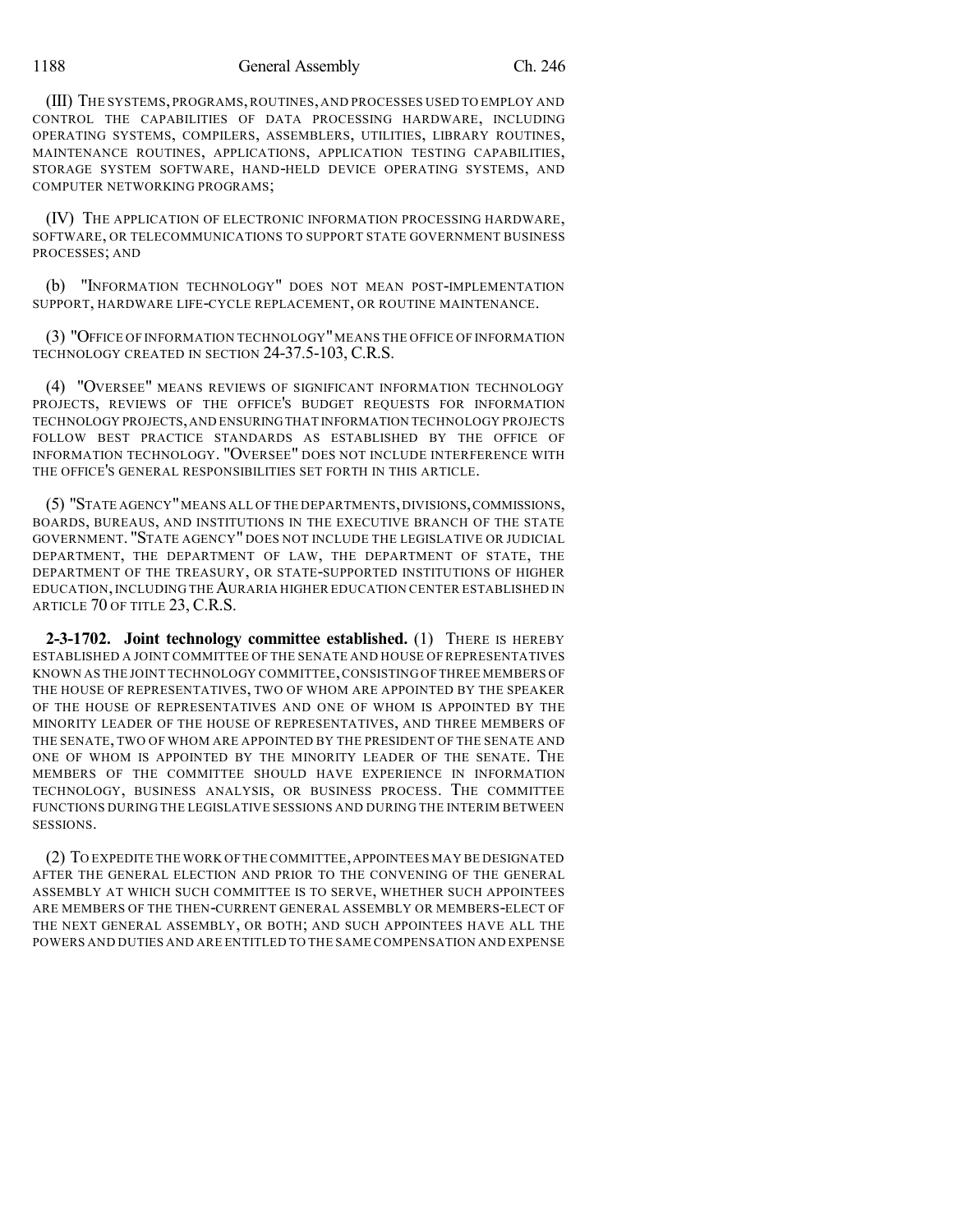(III) THE SYSTEMS, PROGRAMS, ROUTINES, AND PROCESSES USED TO EMPLOY AND CONTROL THE CAPABILITIES OF DATA PROCESSING HARDWARE, INCLUDING OPERATING SYSTEMS, COMPILERS, ASSEMBLERS, UTILITIES, LIBRARY ROUTINES, MAINTENANCE ROUTINES, APPLICATIONS, APPLICATION TESTING CAPABILITIES, STORAGE SYSTEM SOFTWARE, HAND-HELD DEVICE OPERATING SYSTEMS, AND COMPUTER NETWORKING PROGRAMS;

(IV) THE APPLICATION OF ELECTRONIC INFORMATION PROCESSING HARDWARE, SOFTWARE, OR TELECOMMUNICATIONS TO SUPPORT STATE GOVERNMENT BUSINESS PROCESSES; AND

(b) "INFORMATION TECHNOLOGY" DOES NOT MEAN POST-IMPLEMENTATION SUPPORT, HARDWARE LIFE-CYCLE REPLACEMENT, OR ROUTINE MAINTENANCE.

(3) "OFFICE OF INFORMATION TECHNOLOGY" MEANS THE OFFICE OF INFORMATION TECHNOLOGY CREATED IN SECTION 24-37.5-103, C.R.S.

(4) "OVERSEE" MEANS REVIEWS OF SIGNIFICANT INFORMATION TECHNOLOGY PROJECTS, REVIEWS OF THE OFFICE'S BUDGET REQUESTS FOR INFORMATION TECHNOLOGY PROJECTS, AND ENSURING THAT INFORMATION TECHNOLOGY PROJECTS FOLLOW BEST PRACTICE STANDARDS AS ESTABLISHED BY THE OFFICE OF INFORMATION TECHNOLOGY. "OVERSEE" DOES NOT INCLUDE INTERFERENCE WITH THE OFFICE'S GENERAL RESPONSIBILITIES SET FORTH IN THIS ARTICLE.

(5) "STATE AGENCY" MEANS ALL OF THE DEPARTMENTS, DIVISIONS, COMMISSIONS, BOARDS, BUREAUS, AND INSTITUTIONS IN THE EXECUTIVE BRANCH OF THE STATE GOVERNMENT. "STATE AGENCY" DOES NOT INCLUDE THE LEGISLATIVE OR JUDICIAL DEPARTMENT, THE DEPARTMENT OF LAW, THE DEPARTMENT OF STATE, THE DEPARTMENT OF THE TREASURY, OR STATE-SUPPORTED INSTITUTIONS OF HIGHER EDUCATION, INCLUDING THE AURARIA HIGHER EDUCATION CENTER ESTABLISHED IN ARTICLE 70 OF TITLE 23, C.R.S.

**2-3-1702. Joint technology committee established.** (1) THERE IS HEREBY ESTABLISHED A JOINT COMMITTEE OF THE SENATE AND HOUSE OF REPRESENTATIVES KNOWN AS THE JOINT TECHNOLOGY COMMITTEE, CONSISTING OF THREE MEMBERS OF THE HOUSE OF REPRESENTATIVES, TWO OF WHOM ARE APPOINTED BY THE SPEAKER OF THE HOUSE OF REPRESENTATIVES AND ONE OF WHOM IS APPOINTED BY THE MINORITY LEADER OF THE HOUSE OF REPRESENTATIVES, AND THREE MEMBERS OF THE SENATE, TWO OF WHOM ARE APPOINTED BY THE PRESIDENT OF THE SENATE AND ONE OF WHOM IS APPOINTED BY THE MINORITY LEADER OF THE SENATE. THE MEMBERS OF THE COMMITTEE SHOULD HAVE EXPERIENCE IN INFORMATION TECHNOLOGY, BUSINESS ANALYSIS, OR BUSINESS PROCESS. THE COMMITTEE FUNCTIONS DURING THE LEGISLATIVE SESSIONS AND DURING THE INTERIM BETWEEN SESSIONS.

(2) TO EXPEDITE THE WORK OF THE COMMITTEE, APPOINTEES MAY BE DESIGNATED AFTER THE GENERAL ELECTION AND PRIOR TO THE CONVENING OF THE GENERAL ASSEMBLY AT WHICH SUCH COMMITTEE IS TO SERVE, WHETHER SUCH APPOINTEES ARE MEMBERS OF THE THEN-CURRENT GENERAL ASSEMBLY OR MEMBERS-ELECT OF THE NEXT GENERAL ASSEMBLY, OR BOTH; AND SUCH APPOINTEES HAVE ALL THE POWERS AND DUTIES AND ARE ENTITLED TO THE SAME COMPENSATION AND EXPENSE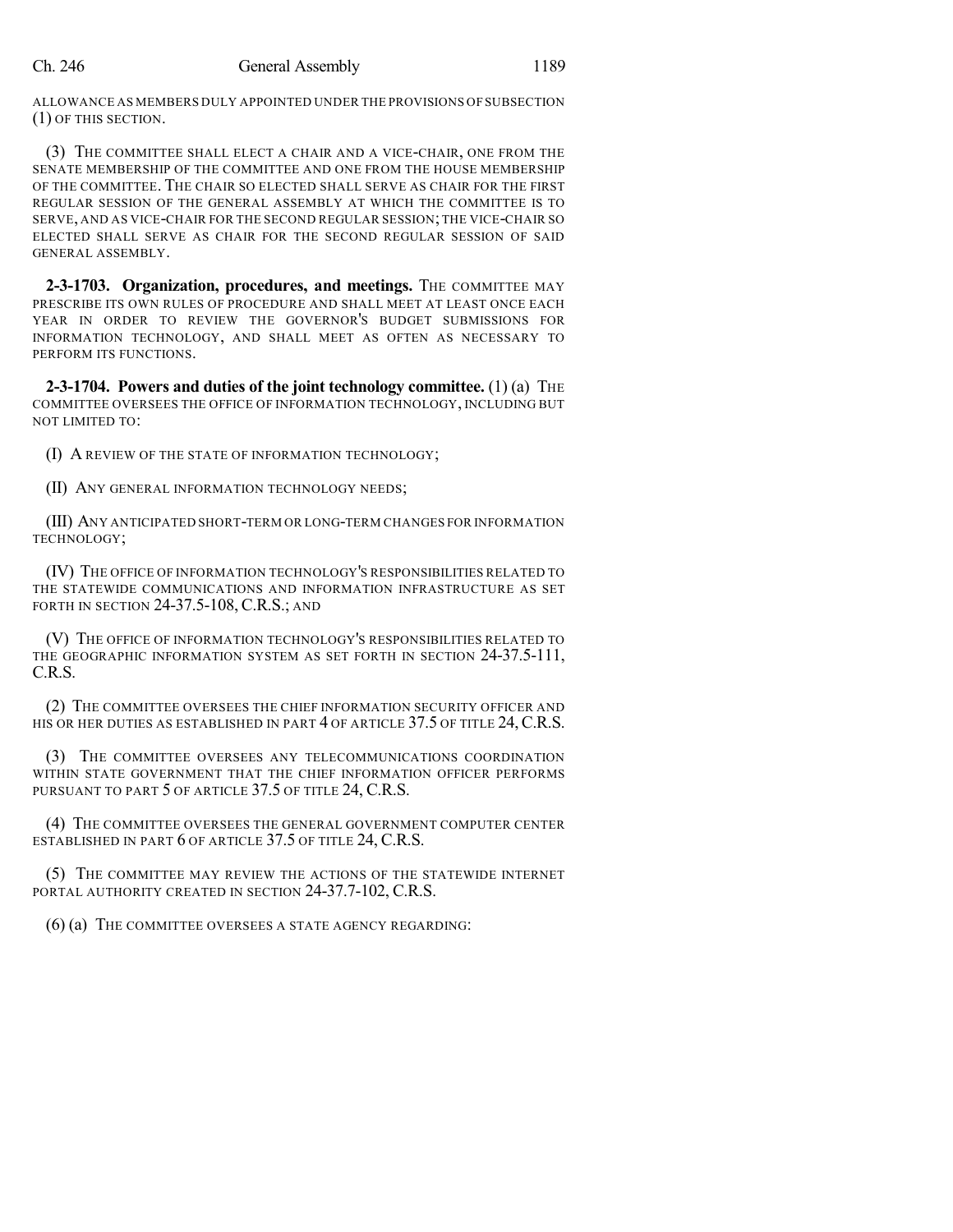ALLOWANCE AS MEMBERS DULY APPOINTED UNDER THE PROVISIONS OF SUBSECTION (1) OF THIS SECTION.

(3) THE COMMITTEE SHALL ELECT A CHAIR AND A VICE-CHAIR, ONE FROM THE SENATE MEMBERSHIP OF THE COMMITTEE AND ONE FROM THE HOUSE MEMBERSHIP OF THE COMMITTEE. THE CHAIR SO ELECTED SHALL SERVE AS CHAIR FOR THE FIRST REGULAR SESSION OF THE GENERAL ASSEMBLY AT WHICH THE COMMITTEE IS TO SERVE, AND AS VICE-CHAIR FOR THE SECOND REGULAR SESSION; THE VICE-CHAIR SO ELECTED SHALL SERVE AS CHAIR FOR THE SECOND REGULAR SESSION OF SAID GENERAL ASSEMBLY.

**2-3-1703. Organization, procedures, and meetings.** THE COMMITTEE MAY PRESCRIBE ITS OWN RULES OF PROCEDURE AND SHALL MEET AT LEAST ONCE EACH YEAR IN ORDER TO REVIEW THE GOVERNOR'S BUDGET SUBMISSIONS FOR INFORMATION TECHNOLOGY, AND SHALL MEET AS OFTEN AS NECESSARY TO PERFORM ITS FUNCTIONS.

**2-3-1704. Powers and duties of the joint technology committee.** (1) (a) THE COMMITTEE OVERSEES THE OFFICE OF INFORMATION TECHNOLOGY, INCLUDING BUT NOT LIMITED TO:

(I) A REVIEW OF THE STATE OF INFORMATION TECHNOLOGY;

(II) ANY GENERAL INFORMATION TECHNOLOGY NEEDS;

(III) ANY ANTICIPATED SHORT-TERM OR LONG-TERM CHANGES FOR INFORMATION TECHNOLOGY;

(IV) THE OFFICE OF INFORMATION TECHNOLOGY'S RESPONSIBILITIES RELATED TO THE STATEWIDE COMMUNICATIONS AND INFORMATION INFRASTRUCTURE AS SET FORTH IN SECTION 24-37.5-108, C.R.S.; AND

(V) THE OFFICE OF INFORMATION TECHNOLOGY'S RESPONSIBILITIES RELATED TO THE GEOGRAPHIC INFORMATION SYSTEM AS SET FORTH IN SECTION 24-37.5-111, C.R.S.

(2) THE COMMITTEE OVERSEES THE CHIEF INFORMATION SECURITY OFFICER AND HIS OR HER DUTIES AS ESTABLISHED IN PART 4 OF ARTICLE 37.5 OF TITLE 24, C.R.S.

(3) THE COMMITTEE OVERSEES ANY TELECOMMUNICATIONS COORDINATION WITHIN STATE GOVERNMENT THAT THE CHIEF INFORMATION OFFICER PERFORMS PURSUANT TO PART 5 OF ARTICLE 37.5 OF TITLE 24, C.R.S.

(4) THE COMMITTEE OVERSEES THE GENERAL GOVERNMENT COMPUTER CENTER ESTABLISHED IN PART 6 OF ARTICLE 37.5 OF TITLE 24, C.R.S.

(5) THE COMMITTEE MAY REVIEW THE ACTIONS OF THE STATEWIDE INTERNET PORTAL AUTHORITY CREATED IN SECTION 24-37.7-102, C.R.S.

(6) (a) THE COMMITTEE OVERSEES A STATE AGENCY REGARDING: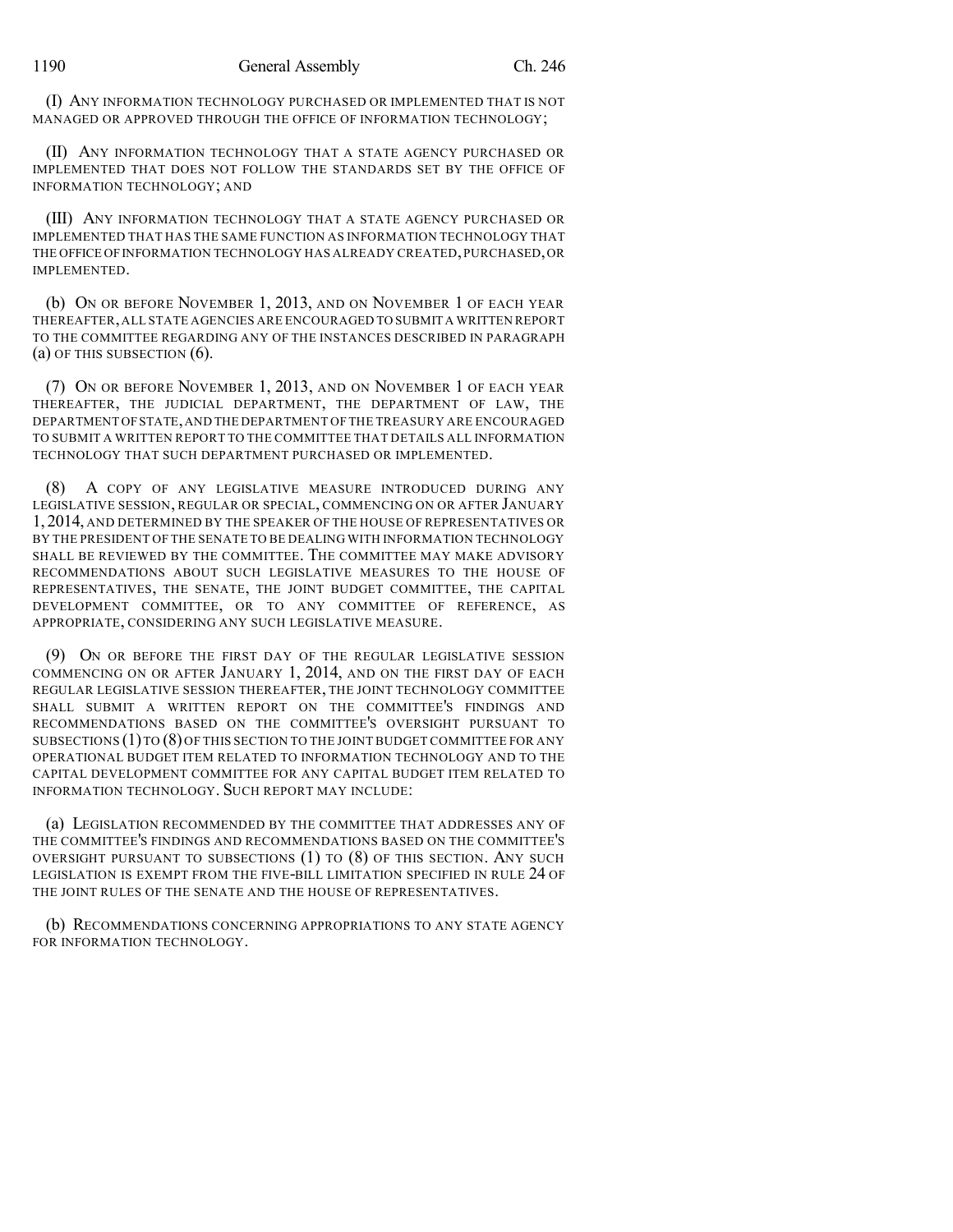(I) ANY INFORMATION TECHNOLOGY PURCHASED OR IMPLEMENTED THAT IS NOT MANAGED OR APPROVED THROUGH THE OFFICE OF INFORMATION TECHNOLOGY;

(II) ANY INFORMATION TECHNOLOGY THAT A STATE AGENCY PURCHASED OR IMPLEMENTED THAT DOES NOT FOLLOW THE STANDARDS SET BY THE OFFICE OF INFORMATION TECHNOLOGY; AND

(III) ANY INFORMATION TECHNOLOGY THAT A STATE AGENCY PURCHASED OR IMPLEMENTED THAT HAS THE SAME FUNCTION AS INFORMATION TECHNOLOGY THAT THE OFFICE OF INFORMATION TECHNOLOGY HAS ALREADY CREATED, PURCHASED, OR IMPLEMENTED.

(b) ON OR BEFORE NOVEMBER 1, 2013, AND ON NOVEMBER 1 OF EACH YEAR THEREAFTER, ALL STATE AGENCIES ARE ENCOURAGED TO SUBMIT A WRITTEN REPORT TO THE COMMITTEE REGARDING ANY OF THE INSTANCES DESCRIBED IN PARAGRAPH (a) OF THIS SUBSECTION (6).

(7) ON OR BEFORE NOVEMBER 1, 2013, AND ON NOVEMBER 1 OF EACH YEAR THEREAFTER, THE JUDICIAL DEPARTMENT, THE DEPARTMENT OF LAW, THE DEPARTMENT OF STATE, AND THE DEPARTMENT OF THE TREASURY ARE ENCOURAGED TO SUBMIT A WRITTEN REPORT TO THE COMMITTEE THAT DETAILS ALL INFORMATION TECHNOLOGY THAT SUCH DEPARTMENT PURCHASED OR IMPLEMENTED.

(8) A COPY OF ANY LEGISLATIVE MEASURE INTRODUCED DURING ANY LEGISLATIVE SESSION, REGULAR OR SPECIAL, COMMENCING ON OR AFTER JANUARY 1, 2014, AND DETERMINED BY THE SPEAKER OF THE HOUSE OF REPRESENTATIVES OR BY THE PRESIDENT OF THE SENATE TO BE DEALING WITH INFORMATION TECHNOLOGY SHALL BE REVIEWED BY THE COMMITTEE. THE COMMITTEE MAY MAKE ADVISORY RECOMMENDATIONS ABOUT SUCH LEGISLATIVE MEASURES TO THE HOUSE OF REPRESENTATIVES, THE SENATE, THE JOINT BUDGET COMMITTEE, THE CAPITAL DEVELOPMENT COMMITTEE, OR TO ANY COMMITTEE OF REFERENCE, AS APPROPRIATE, CONSIDERING ANY SUCH LEGISLATIVE MEASURE.

(9) ON OR BEFORE THE FIRST DAY OF THE REGULAR LEGISLATIVE SESSION COMMENCING ON OR AFTER JANUARY 1, 2014, AND ON THE FIRST DAY OF EACH REGULAR LEGISLATIVE SESSION THEREAFTER, THE JOINT TECHNOLOGY COMMITTEE SHALL SUBMIT A WRITTEN REPORT ON THE COMMITTEE'S FINDINGS AND RECOMMENDATIONS BASED ON THE COMMITTEE'S OVERSIGHT PURSUANT TO SUBSECTIONS (1) TO (8) OF THIS SECTION TO THE JOINT BUDGET COMMITTEE FOR ANY OPERATIONAL BUDGET ITEM RELATED TO INFORMATION TECHNOLOGY AND TO THE CAPITAL DEVELOPMENT COMMITTEE FOR ANY CAPITAL BUDGET ITEM RELATED TO INFORMATION TECHNOLOGY. SUCH REPORT MAY INCLUDE:

(a) LEGISLATION RECOMMENDED BY THE COMMITTEE THAT ADDRESSES ANY OF THE COMMITTEE'S FINDINGS AND RECOMMENDATIONS BASED ON THE COMMITTEE'S OVERSIGHT PURSUANT TO SUBSECTIONS (1) TO (8) OF THIS SECTION. ANY SUCH LEGISLATION IS EXEMPT FROM THE FIVE-BILL LIMITATION SPECIFIED IN RULE 24 OF THE JOINT RULES OF THE SENATE AND THE HOUSE OF REPRESENTATIVES.

(b) RECOMMENDATIONS CONCERNING APPROPRIATIONS TO ANY STATE AGENCY FOR INFORMATION TECHNOLOGY.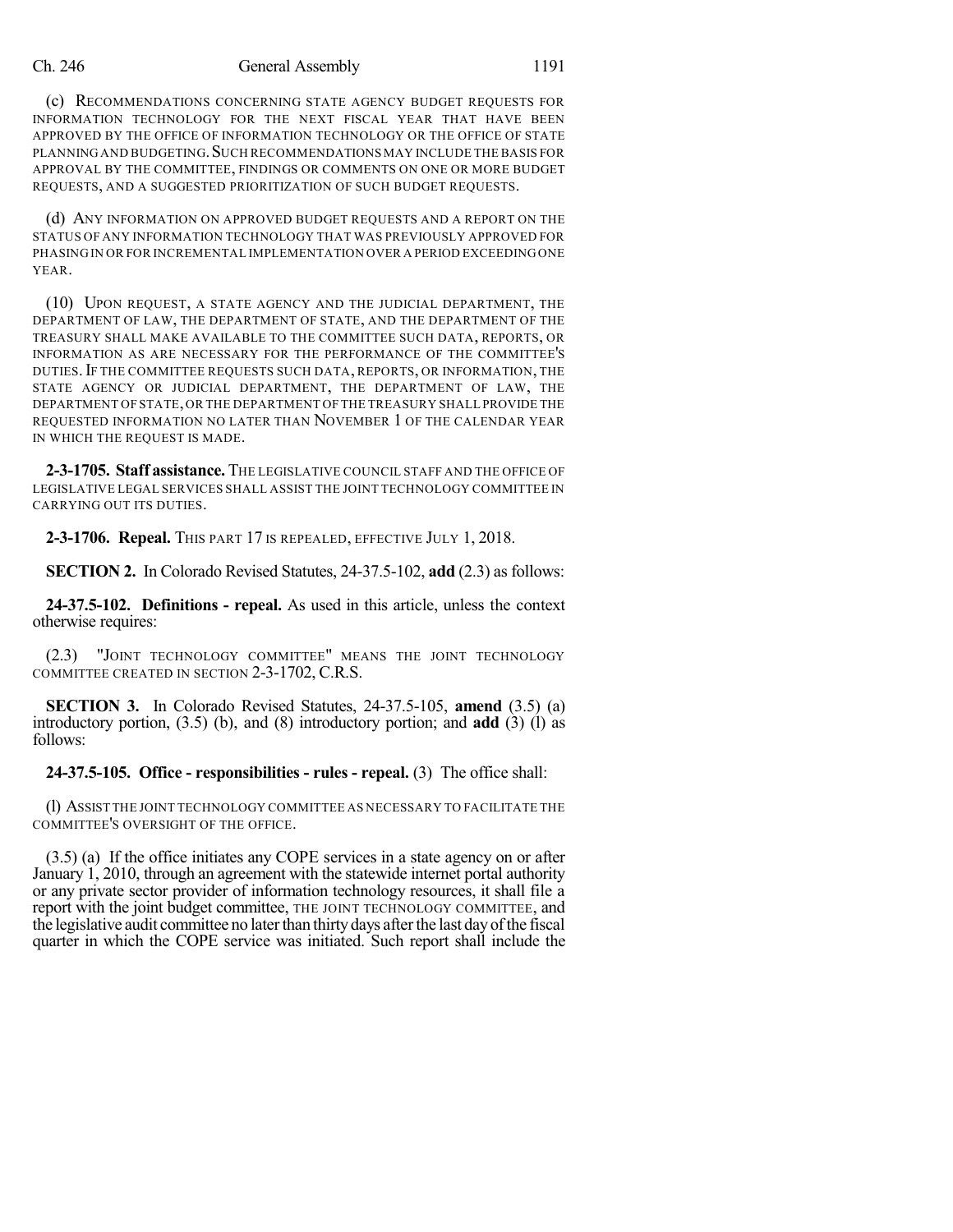(c) RECOMMENDATIONS CONCERNING STATE AGENCY BUDGET REQUESTS FOR INFORMATION TECHNOLOGY FOR THE NEXT FISCAL YEAR THAT HAVE BEEN APPROVED BY THE OFFICE OF INFORMATION TECHNOLOGY OR THE OFFICE OF STATE PLANNING AND BUDGETING. SUCH RECOMMENDATIONS MAY INCLUDE THE BASIS FOR APPROVAL BY THE COMMITTEE, FINDINGS OR COMMENTS ON ONE OR MORE BUDGET REQUESTS, AND A SUGGESTED PRIORITIZATION OF SUCH BUDGET REQUESTS.

(d) ANY INFORMATION ON APPROVED BUDGET REQUESTS AND A REPORT ON THE STATUS OF ANY INFORMATION TECHNOLOGY THAT WAS PREVIOUSLY APPROVED FOR PHASING IN OR FOR INCREMENTAL IMPLEMENTATION OVER A PERIOD EXCEEDING ONE YEAR.

(10) UPON REQUEST, A STATE AGENCY AND THE JUDICIAL DEPARTMENT, THE DEPARTMENT OF LAW, THE DEPARTMENT OF STATE, AND THE DEPARTMENT OF THE TREASURY SHALL MAKE AVAILABLE TO THE COMMITTEE SUCH DATA, REPORTS, OR INFORMATION AS ARE NECESSARY FOR THE PERFORMANCE OF THE COMMITTEE'S DUTIES. IF THE COMMITTEE REQUESTS SUCH DATA, REPORTS, OR INFORMATION, THE STATE AGENCY OR JUDICIAL DEPARTMENT, THE DEPARTMENT OF LAW, THE DEPARTMENT OF STATE, OR THE DEPARTMENT OF THE TREASURY SHALL PROVIDE THE REQUESTED INFORMATION NO LATER THAN NOVEMBER 1 OF THE CALENDAR YEAR IN WHICH THE REQUEST IS MADE.

**2-3-1705. Staff assistance.** THE LEGISLATIVE COUNCIL STAFF AND THE OFFICE OF LEGISLATIVE LEGAL SERVICES SHALL ASSIST THE JOINT TECHNOLOGY COMMITTEE IN CARRYING OUT ITS DUTIES.

**2-3-1706. Repeal.** THIS PART 17 IS REPEALED, EFFECTIVE JULY 1, 2018.

**SECTION 2.** In Colorado Revised Statutes, 24-37.5-102, **add** (2.3) as follows:

**24-37.5-102. Definitions - repeal.** As used in this article, unless the context otherwise requires:

(2.3) "JOINT TECHNOLOGY COMMITTEE" MEANS THE JOINT TECHNOLOGY COMMITTEE CREATED IN SECTION 2-3-1702, C.R.S.

**SECTION 3.** In Colorado Revised Statutes, 24-37.5-105, **amend** (3.5) (a) introductory portion, (3.5) (b), and (8) introductory portion; and **add** (3) (l) as follows:

**24-37.5-105. Office - responsibilities - rules - repeal.** (3) The office shall:

(l) ASSIST THE JOINT TECHNOLOGY COMMITTEE AS NECESSARY TO FACILITATE THE COMMITTEE'S OVERSIGHT OF THE OFFICE.

(3.5) (a) If the office initiates any COPE services in a state agency on or after January 1, 2010, through an agreement with the statewide internet portal authority or any private sector provider of information technology resources, it shall file a report with the joint budget committee, THE JOINT TECHNOLOGY COMMITTEE, and the legislative audit committee no later than thirty days after the last day of the fiscal quarter in which the COPE service was initiated. Such report shall include the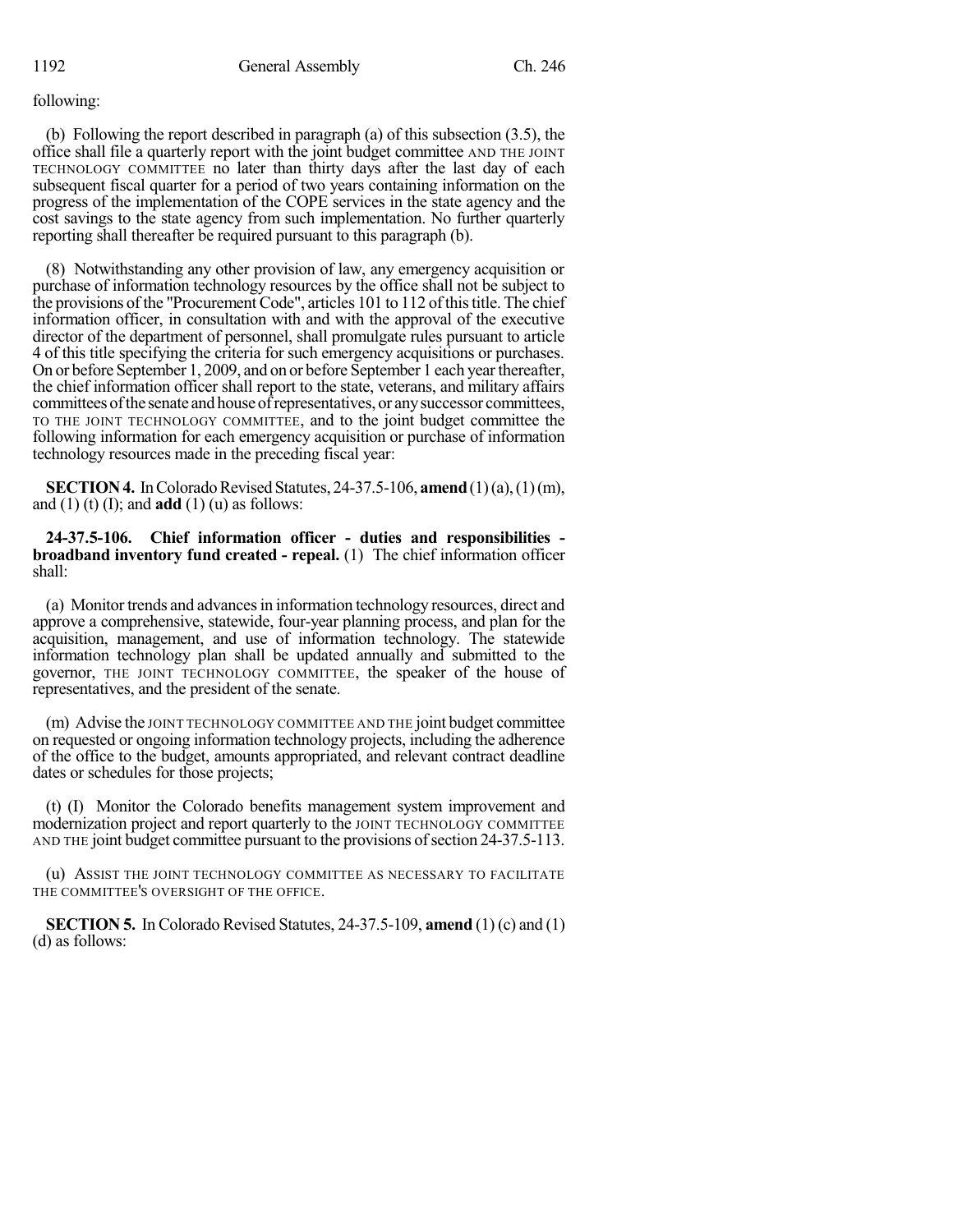following:

(b) Following the report described in paragraph (a) of this subsection (3.5), the office shall file a quarterly report with the joint budget committee AND THE JOINT TECHNOLOGY COMMITTEE no later than thirty days after the last day of each subsequent fiscal quarter for a period of two years containing information on the progress of the implementation of the COPE services in the state agency and the cost savings to the state agency from such implementation. No further quarterly reporting shall thereafter be required pursuant to this paragraph (b).

(8) Notwithstanding any other provision of law, any emergency acquisition or purchase of information technology resources by the office shall not be subject to the provisions of the "Procurement Code", articles 101 to 112 of this title. The chief information officer, in consultation with and with the approval of the executive director of the department of personnel, shall promulgate rules pursuant to article 4 of this title specifying the criteria for such emergency acquisitions or purchases. On or before September 1, 2009, and on or before September 1 each year thereafter, the chief information officer shall report to the state, veterans, and military affairs committees of the senate and house of representatives, or any successor committees, TO THE JOINT TECHNOLOGY COMMITTEE, and to the joint budget committee the following information for each emergency acquisition or purchase of information technology resources made in the preceding fiscal year:

**SECTION 4.** In Colorado Revised Statutes, 24-37.5-106, **amend** (1) (a), (1) (m), and (1) (t) (I); and **add** (1) (u) as follows:

**24-37.5-106. Chief information officer - duties and responsibilities - broadband inventory fund created - repeal.** (1) The chief information officer shall:

(a) Monitor trends and advances in information technology resources, direct and approve a comprehensive, statewide, four-year planning process, and plan for the acquisition, management, and use of information technology. The statewide information technology plan shall be updated annually and submitted to the governor, THE JOINT TECHNOLOGY COMMITTEE, the speaker of the house of representatives, and the president of the senate.

(m) Advise the JOINT TECHNOLOGY COMMITTEE AND THE joint budget committee on requested or ongoing information technology projects, including the adherence of the office to the budget, amounts appropriated, and relevant contract deadline dates or schedules for those projects;

(t) (I) Monitor the Colorado benefits management system improvement and modernization project and report quarterly to the JOINT TECHNOLOGY COMMITTEE AND THE joint budget committee pursuant to the provisions of section 24-37.5-113.

(u) ASSIST THE JOINT TECHNOLOGY COMMITTEE AS NECESSARY TO FACILITATE THE COMMITTEE'S OVERSIGHT OF THE OFFICE.

**SECTION 5.** In Colorado Revised Statutes, 24-37.5-109, **amend** (1) (c) and (1) (d) as follows: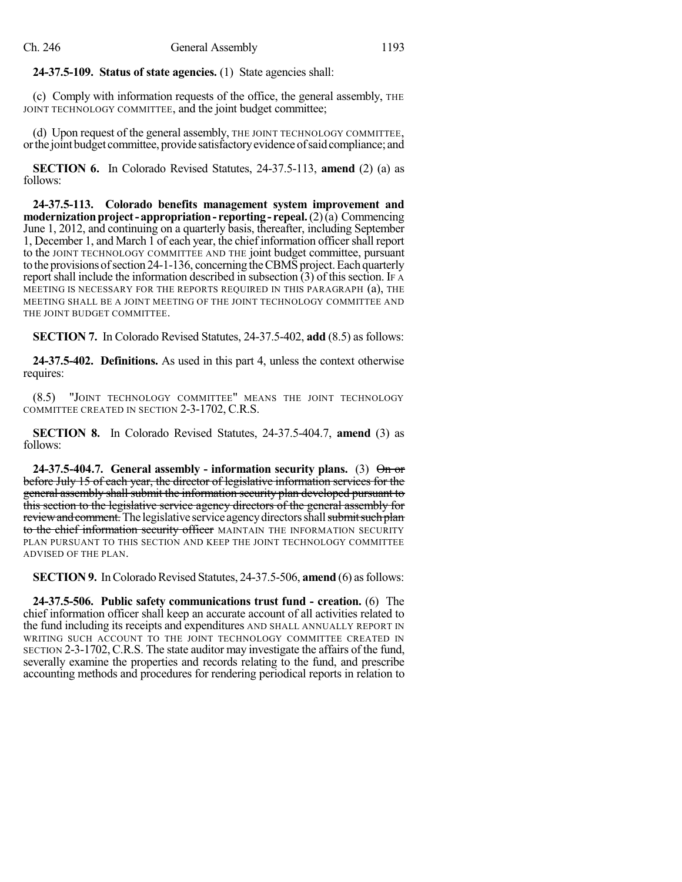**24-37.5-109. Status of state agencies.** (1) State agencies shall:

(c) Comply with information requests of the office, the general assembly, THE JOINT TECHNOLOGY COMMITTEE, and the joint budget committee;

(d) Upon request of the general assembly, THE JOINT TECHNOLOGY COMMITTEE, or the joint budget committee, provide satisfactory evidence of said compliance; and

**SECTION 6.** In Colorado Revised Statutes, 24-37.5-113, **amend** (2) (a) as follows:

**24-37.5-113. Colorado benefits management system improvement and modernization project - appropriation - reporting - repeal.** (2) (a) Commencing June 1, 2012, and continuing on a quarterly basis, thereafter, including September 1, December 1, and March 1 of each year, the chief information officer shall report to the JOINT TECHNOLOGY COMMITTEE AND THE joint budget committee, pursuant to the provisions of section 24-1-136, concerning the CBMS project. Each quarterly report shall include the information described in subsection (3) of this section. IF A MEETING IS NECESSARY FOR THE REPORTS REQUIRED IN THIS PARAGRAPH (a), THE MEETING SHALL BE A JOINT MEETING OF THE JOINT TECHNOLOGY COMMITTEE AND THE JOINT BUDGET COMMITTEE.

**SECTION 7.** In Colorado Revised Statutes, 24-37.5-402, **add** (8.5) as follows:

**24-37.5-402. Definitions.** As used in this part 4, unless the context otherwise requires:

(8.5) "JOINT TECHNOLOGY COMMITTEE" MEANS THE JOINT TECHNOLOGY COMMITTEE CREATED IN SECTION 2-3-1702, C.R.S.

**SECTION 8.** In Colorado Revised Statutes, 24-37.5-404.7, **amend** (3) as follows:

**24-37.5-404.7. General assembly - information security plans.** (3) ~~On or before July 15 of each year, the director of legislative information services for the general assembly shall submit the information security plan developed pursuant to this section to the legislative service agency directors of the general assembly for review and comment.~~ The legislative service agency directors shall ~~submit such plan to the chief information security officer~~ MAINTAIN THE INFORMATION SECURITY PLAN PURSUANT TO THIS SECTION AND KEEP THE JOINT TECHNOLOGY COMMITTEE ADVISED OF THE PLAN.

**SECTION 9.** In Colorado Revised Statutes, 24-37.5-506, **amend** (6) as follows:

**24-37.5-506. Public safety communications trust fund - creation.** (6) The chief information officer shall keep an accurate account of all activities related to the fund including its receipts and expenditures AND SHALL ANNUALLY REPORT IN WRITING SUCH ACCOUNT TO THE JOINT TECHNOLOGY COMMITTEE CREATED IN SECTION 2-3-1702, C.R.S. The state auditor may investigate the affairs of the fund, severally examine the properties and records relating to the fund, and prescribe accounting methods and procedures for rendering periodical reports in relation to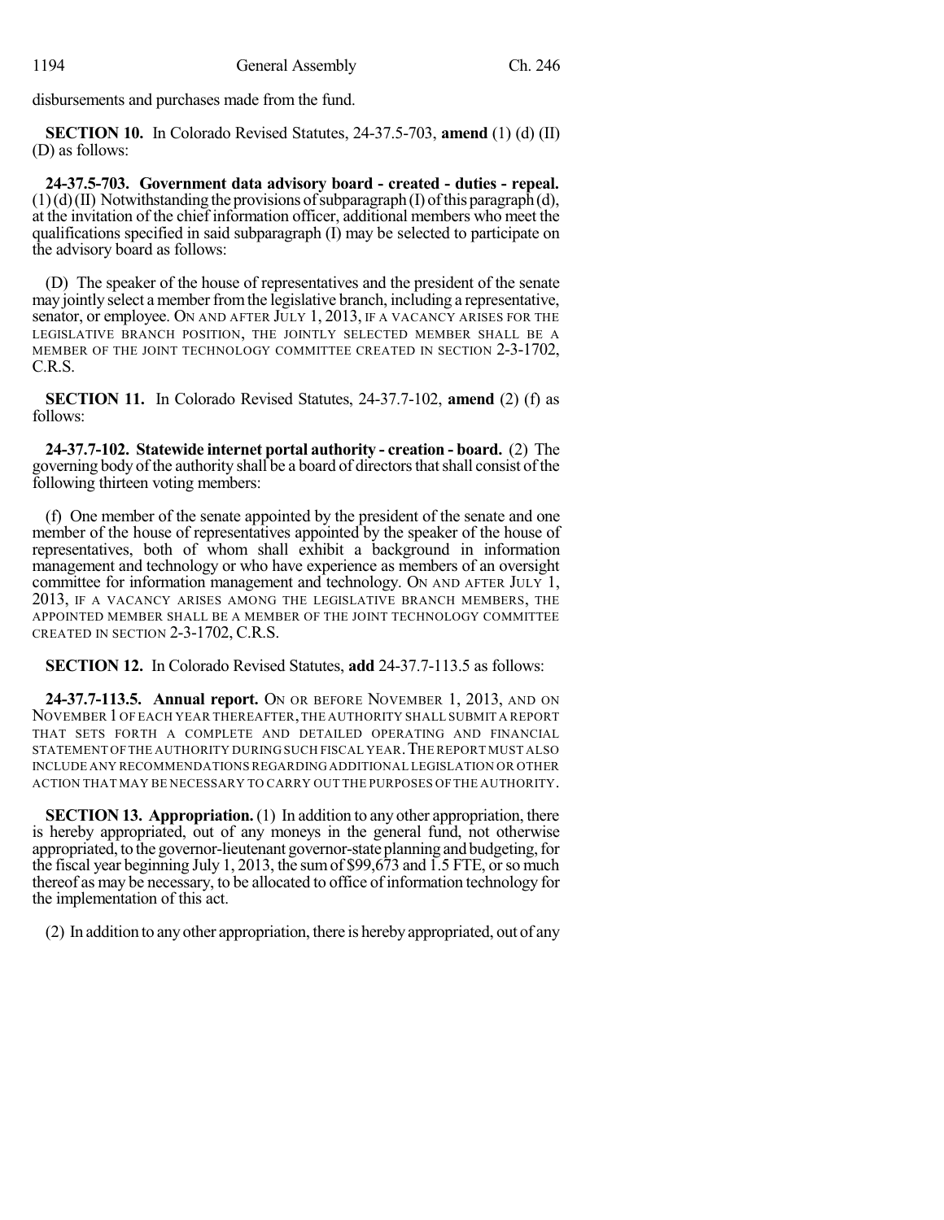disbursements and purchases made from the fund.

**SECTION 10.** In Colorado Revised Statutes, 24-37.5-703, **amend** (1) (d) (II) (D) as follows:

**24-37.5-703. Government data advisory board - created - duties - repeal.** (1) (d) (II) Notwithstanding the provisions of subparagraph (I) of this paragraph (d), at the invitation of the chief information officer, additional members who meet the qualifications specified in said subparagraph (I) may be selected to participate on the advisory board as follows:

(D) The speaker of the house of representatives and the president of the senate may jointly select a member from the legislative branch, including a representative, senator, or employee. ON AND AFTER JULY 1, 2013, IF A VACANCY ARISES FOR THE LEGISLATIVE BRANCH POSITION, THE JOINTLY SELECTED MEMBER SHALL BE A MEMBER OF THE JOINT TECHNOLOGY COMMITTEE CREATED IN SECTION 2-3-1702, C.R.S.

**SECTION 11.** In Colorado Revised Statutes, 24-37.7-102, **amend** (2) (f) as follows:

**24-37.7-102. Statewide internet portal authority - creation - board.** (2) The governing body of the authority shall be a board of directors that shall consist of the following thirteen voting members:

(f) One member of the senate appointed by the president of the senate and one member of the house of representatives appointed by the speaker of the house of representatives, both of whom shall exhibit a background in information management and technology or who have experience as members of an oversight committee for information management and technology. ON AND AFTER JULY 1, 2013, IF A VACANCY ARISES AMONG THE LEGISLATIVE BRANCH MEMBERS, THE APPOINTED MEMBER SHALL BE A MEMBER OF THE JOINT TECHNOLOGY COMMITTEE CREATED IN SECTION 2-3-1702, C.R.S.

**SECTION 12.** In Colorado Revised Statutes, **add** 24-37.7-113.5 as follows:

**24-37.7-113.5. Annual report.** ON OR BEFORE NOVEMBER 1, 2013, AND ON NOVEMBER 1 OF EACH YEAR THEREAFTER, THE AUTHORITY SHALL SUBMIT A REPORT THAT SETS FORTH A COMPLETE AND DETAILED OPERATING AND FINANCIAL STATEMENT OF THE AUTHORITY DURING SUCH FISCAL YEAR. THE REPORT MUST ALSO INCLUDE ANY RECOMMENDATIONS REGARDING ADDITIONAL LEGISLATION OR OTHER ACTION THAT MAY BE NECESSARY TO CARRY OUT THE PURPOSES OF THE AUTHORITY.

**SECTION 13. Appropriation.** (1) In addition to any other appropriation, there is hereby appropriated, out of any moneys in the general fund, not otherwise appropriated, to the governor-lieutenant governor-state planning and budgeting, for the fiscal year beginning July 1, 2013, the sum of $99,673 and 1.5 FTE, or so much thereof as may be necessary, to be allocated to office of information technology for the implementation of this act.

(2) In addition to any other appropriation, there is hereby appropriated, out of any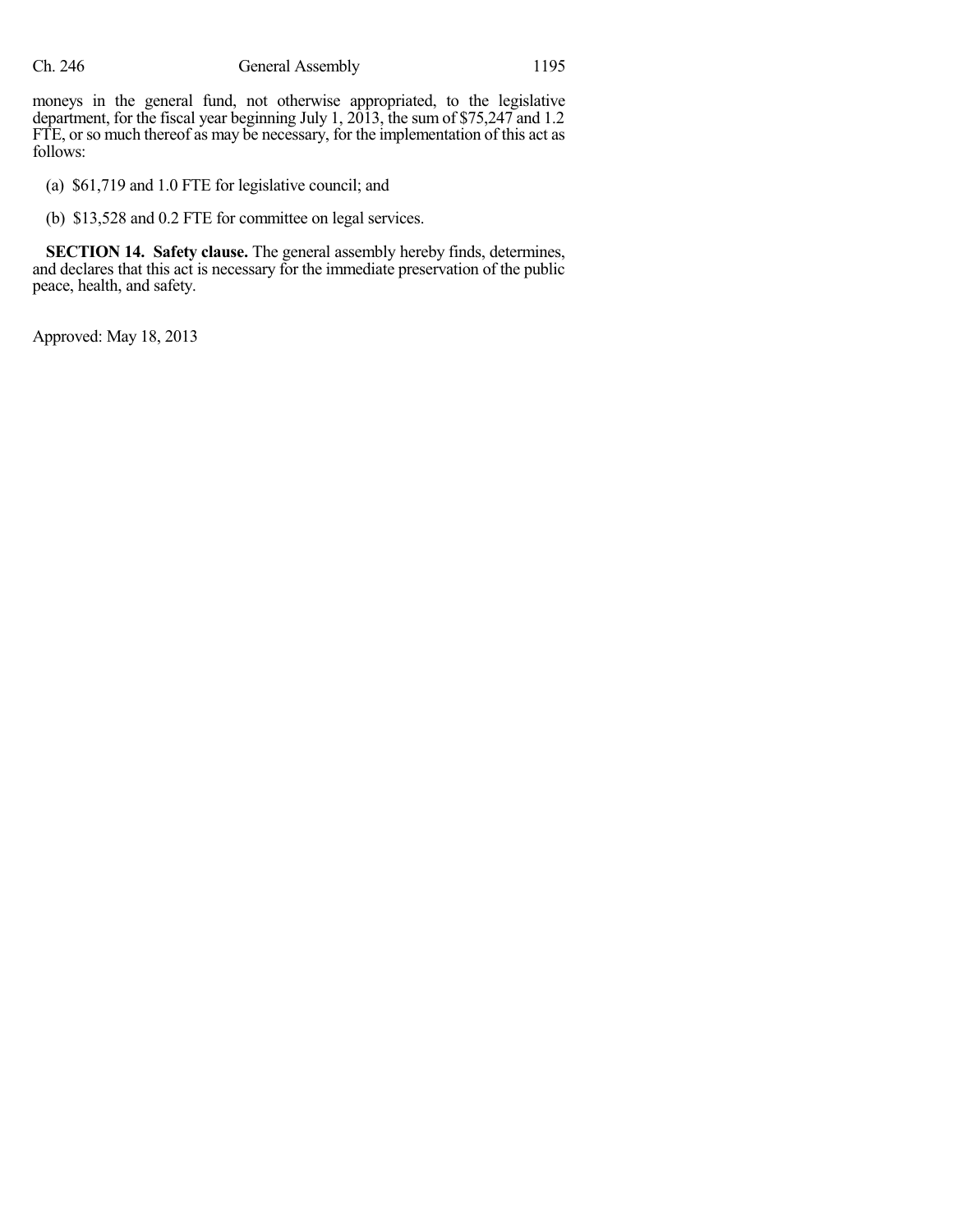moneys in the general fund, not otherwise appropriated, to the legislative department, for the fiscal year beginning July 1, 2013, the sum of $75,247 and 1.2 FTE, or so much thereof as may be necessary, for the implementation of this act as follows:

(a) $61,719 and 1.0 FTE for legislative council; and

(b) $13,528 and 0.2 FTE for committee on legal services.

**SECTION 14. Safety clause.** The general assembly hereby finds, determines, and declares that this act is necessary for the immediate preservation of the public peace, health, and safety.

Approved: May 18, 2013